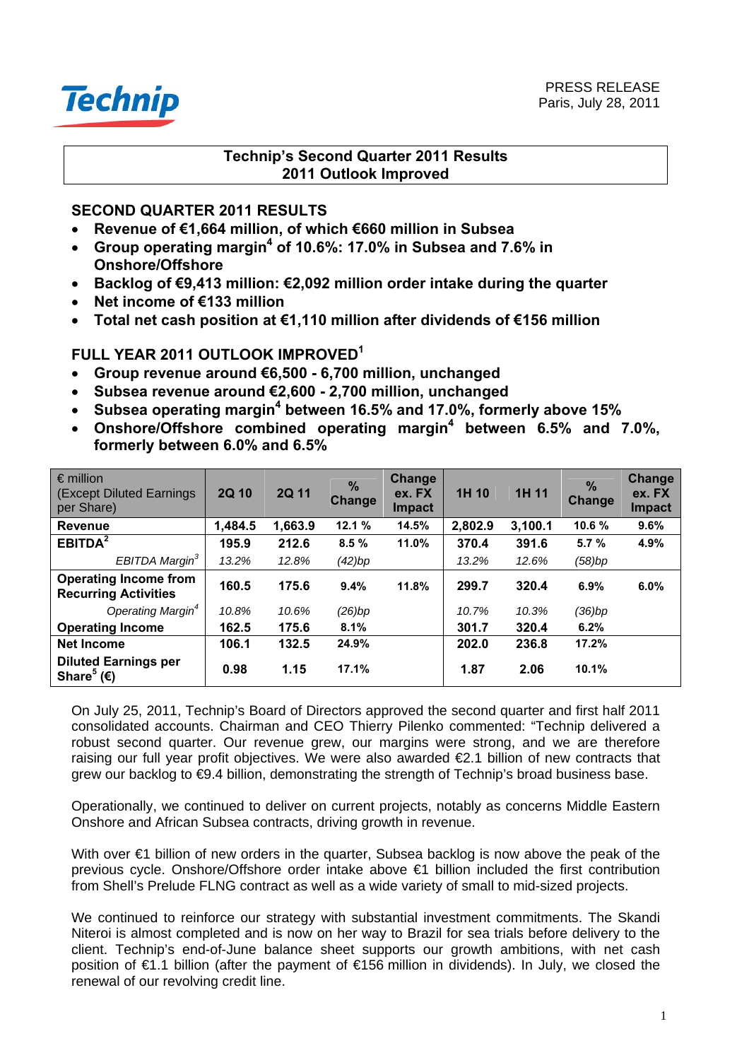PRESS RELEASE
Paris, July 28, 2011

# Technip's Second Quarter 2011 Results
# 2011 Outlook Improved

## SECOND QUARTER 2011 RESULTS

- **Revenue of €1,664 million, of which €660 million in Subsea**
- **Group operating margin[4] of 10.6%: 17.0% in Subsea and 7.6% in Onshore/Offshore**
- **Backlog of €9,413 million: €2,092 million order intake during the quarter**
- **Net income of €133 million**
- **Total net cash position at €1,110 million after dividends of €156 million**

## FULL YEAR 2011 OUTLOOK IMPROVED[1]

- **Group revenue around €6,500 - 6,700 million, unchanged**
- **Subsea revenue around €2,600 - 2,700 million, unchanged**
- **Subsea operating margin[4] between 16.5% and 17.0%, formerly above 15%**
- **Onshore/Offshore combined operating margin[4] between 6.5% and 7.0%, formerly between 6.0% and 6.5%**

| € million (Except Diluted Earnings per Share) | 2Q 10 | 2Q 11 | % Change | Change ex. FX Impact | 1H 10 | 1H 11 | % Change | Change ex. FX Impact |
|---|---|---|---|---|---|---|---|---|
| **Revenue** | 1,484.5 | 1,663.9 | 12.1 % | 14.5% | 2,802.9 | 3,100.1 | 10.6 % | 9.6% |
| **EBITDA[2]** | 195.9 | 212.6 | 8.5 % | 11.0% | 370.4 | 391.6 | 5.7 % | 4.9% |
| *EBITDA Margin[3]* | *13.2%* | *12.8%* | *(42)bp* | | *13.2%* | *12.6%* | *(58)bp* | |
| **Operating Income from Recurring Activities** | 160.5 | 175.6 | 9.4% | 11.8% | 299.7 | 320.4 | 6.9% | 6.0% |
| *Operating Margin[4]* | *10.8%* | *10.6%* | *(26)bp* | | *10.7%* | *10.3%* | *(36)bp* | |
| **Operating Income** | 162.5 | 175.6 | 8.1% | | 301.7 | 320.4 | 6.2% | |
| **Net Income** | 106.1 | 132.5 | 24.9% | | 202.0 | 236.8 | 17.2% | |
| **Diluted Earnings per Share[5] (€)** | 0.98 | 1.15 | 17.1% | | 1.87 | 2.06 | 10.1% | |

On July 25, 2011, Technip's Board of Directors approved the second quarter and first half 2011 consolidated accounts. Chairman and CEO Thierry Pilenko commented: "Technip delivered a robust second quarter. Our revenue grew, our margins were strong, and we are therefore raising our full year profit objectives. We were also awarded €2.1 billion of new contracts that grew our backlog to €9.4 billion, demonstrating the strength of Technip's broad business base.

Operationally, we continued to deliver on current projects, notably as concerns Middle Eastern Onshore and African Subsea contracts, driving growth in revenue.

With over €1 billion of new orders in the quarter, Subsea backlog is now above the peak of the previous cycle. Onshore/Offshore order intake above €1 billion included the first contribution from Shell's Prelude FLNG contract as well as a wide variety of small to mid-sized projects.

We continued to reinforce our strategy with substantial investment commitments. The Skandi Niteroi is almost completed and is now on her way to Brazil for sea trials before delivery to the client. Technip's end-of-June balance sheet supports our growth ambitions, with net cash position of €1.1 billion (after the payment of €156 million in dividends). In July, we closed the renewal of our revolving credit line.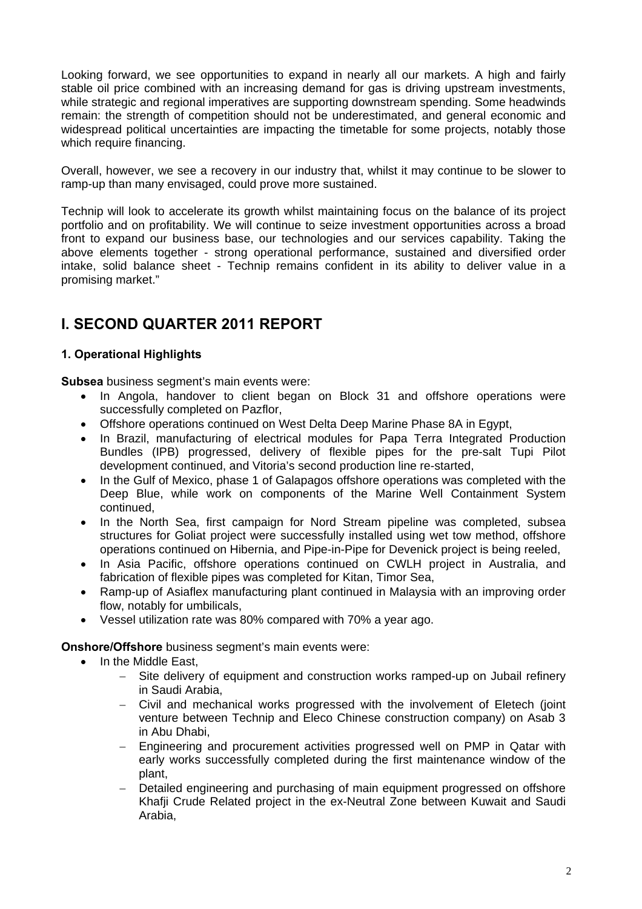Looking forward, we see opportunities to expand in nearly all our markets. A high and fairly stable oil price combined with an increasing demand for gas is driving upstream investments, while strategic and regional imperatives are supporting downstream spending. Some headwinds remain: the strength of competition should not be underestimated, and general economic and widespread political uncertainties are impacting the timetable for some projects, notably those which require financing.

Overall, however, we see a recovery in our industry that, whilst it may continue to be slower to ramp-up than many envisaged, could prove more sustained.

Technip will look to accelerate its growth whilst maintaining focus on the balance of its project portfolio and on profitability. We will continue to seize investment opportunities across a broad front to expand our business base, our technologies and our services capability. Taking the above elements together - strong operational performance, sustained and diversified order intake, solid balance sheet - Technip remains confident in its ability to deliver value in a promising market."

# I. SECOND QUARTER 2011 REPORT

### 1. Operational Highlights

**Subsea** business segment's main events were:

- In Angola, handover to client began on Block 31 and offshore operations were successfully completed on Pazflor,
- Offshore operations continued on West Delta Deep Marine Phase 8A in Egypt,
- In Brazil, manufacturing of electrical modules for Papa Terra Integrated Production Bundles (IPB) progressed, delivery of flexible pipes for the pre-salt Tupi Pilot development continued, and Vitoria's second production line re-started,
- In the Gulf of Mexico, phase 1 of Galapagos offshore operations was completed with the Deep Blue, while work on components of the Marine Well Containment System continued,
- In the North Sea, first campaign for Nord Stream pipeline was completed, subsea structures for Goliat project were successfully installed using wet tow method, offshore operations continued on Hibernia, and Pipe-in-Pipe for Devenick project is being reeled,
- In Asia Pacific, offshore operations continued on CWLH project in Australia, and fabrication of flexible pipes was completed for Kitan, Timor Sea,
- Ramp-up of Asiaflex manufacturing plant continued in Malaysia with an improving order flow, notably for umbilicals,
- Vessel utilization rate was 80% compared with 70% a year ago.

**Onshore/Offshore** business segment's main events were:

- In the Middle East,
  - Site delivery of equipment and construction works ramped-up on Jubail refinery in Saudi Arabia,
  - Civil and mechanical works progressed with the involvement of Eletech (joint venture between Technip and Eleco Chinese construction company) on Asab 3 in Abu Dhabi,
  - Engineering and procurement activities progressed well on PMP in Qatar with early works successfully completed during the first maintenance window of the plant,
  - Detailed engineering and purchasing of main equipment progressed on offshore Khafji Crude Related project in the ex-Neutral Zone between Kuwait and Saudi Arabia,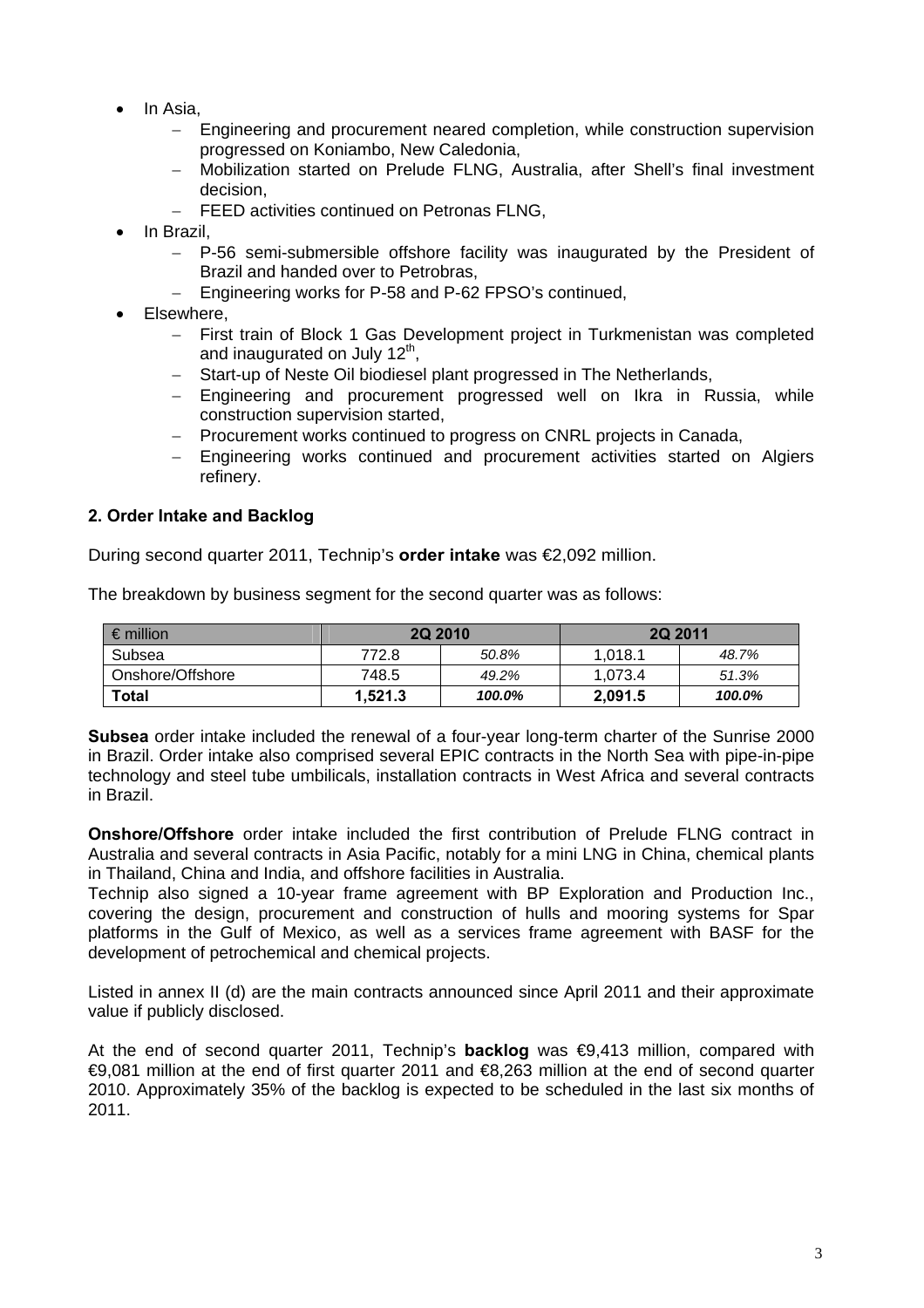- In Asia,
  - Engineering and procurement neared completion, while construction supervision progressed on Koniambo, New Caledonia,
  - Mobilization started on Prelude FLNG, Australia, after Shell's final investment decision,
  - FEED activities continued on Petronas FLNG,
- In Brazil,
  - P-56 semi-submersible offshore facility was inaugurated by the President of Brazil and handed over to Petrobras,
  - Engineering works for P-58 and P-62 FPSO's continued,
- Elsewhere,
  - First train of Block 1 Gas Development project in Turkmenistan was completed and inaugurated on July 12th,
  - Start-up of Neste Oil biodiesel plant progressed in The Netherlands,
  - Engineering and procurement progressed well on Ikra in Russia, while construction supervision started,
  - Procurement works continued to progress on CNRL projects in Canada,
  - Engineering works continued and procurement activities started on Algiers refinery.

**2. Order Intake and Backlog**

During second quarter 2011, Technip's **order intake** was €2,092 million.

The breakdown by business segment for the second quarter was as follows:

| € million | 2Q 2010 | | 2Q 2011 | |
|---|---|---|---|---|
| Subsea | 772.8 | *50.8%* | 1,018.1 | *48.7%* |
| Onshore/Offshore | 748.5 | *49.2%* | 1,073.4 | *51.3%* |
| **Total** | **1,521.3** | ***100.0%*** | **2,091.5** | ***100.0%*** |

**Subsea** order intake included the renewal of a four-year long-term charter of the Sunrise 2000 in Brazil. Order intake also comprised several EPIC contracts in the North Sea with pipe-in-pipe technology and steel tube umbilicals, installation contracts in West Africa and several contracts in Brazil.

**Onshore/Offshore** order intake included the first contribution of Prelude FLNG contract in Australia and several contracts in Asia Pacific, notably for a mini LNG in China, chemical plants in Thailand, China and India, and offshore facilities in Australia.
Technip also signed a 10-year frame agreement with BP Exploration and Production Inc., covering the design, procurement and construction of hulls and mooring systems for Spar platforms in the Gulf of Mexico, as well as a services frame agreement with BASF for the development of petrochemical and chemical projects.

Listed in annex II (d) are the main contracts announced since April 2011 and their approximate value if publicly disclosed.

At the end of second quarter 2011, Technip's **backlog** was €9,413 million, compared with €9,081 million at the end of first quarter 2011 and €8,263 million at the end of second quarter 2010. Approximately 35% of the backlog is expected to be scheduled in the last six months of 2011.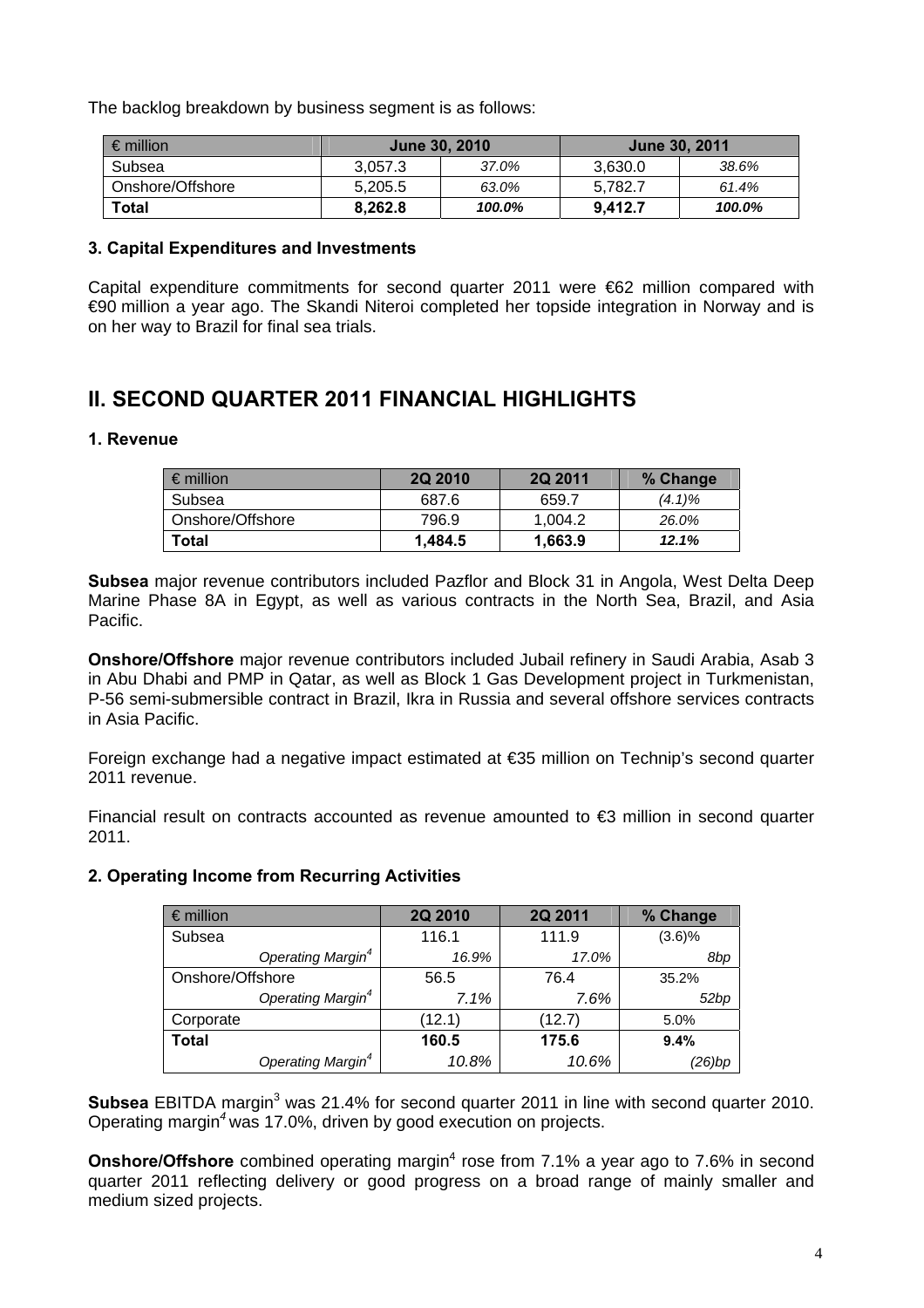The backlog breakdown by business segment is as follows:

| € million | June 30, 2010 | | June 30, 2011 | |
|---|---|---|---|---|
| Subsea | 3,057.3 | *37.0%* | 3,630.0 | *38.6%* |
| Onshore/Offshore | 5,205.5 | *63.0%* | 5,782.7 | *61.4%* |
| **Total** | **8,262.8** | ***100.0%*** | **9,412.7** | ***100.0%*** |

### 3. Capital Expenditures and Investments

Capital expenditure commitments for second quarter 2011 were €62 million compared with €90 million a year ago. The Skandi Niteroi completed her topside integration in Norway and is on her way to Brazil for final sea trials.

## II. SECOND QUARTER 2011 FINANCIAL HIGHLIGHTS

### 1. Revenue

| € million | 2Q 2010 | 2Q 2011 | % Change |
|---|---|---|---|
| Subsea | 687.6 | 659.7 | *(4.1)%* |
| Onshore/Offshore | 796.9 | 1,004.2 | *26.0%* |
| **Total** | **1,484.5** | **1,663.9** | ***12.1%*** |

**Subsea** major revenue contributors included Pazflor and Block 31 in Angola, West Delta Deep Marine Phase 8A in Egypt, as well as various contracts in the North Sea, Brazil, and Asia Pacific.

**Onshore/Offshore** major revenue contributors included Jubail refinery in Saudi Arabia, Asab 3 in Abu Dhabi and PMP in Qatar, as well as Block 1 Gas Development project in Turkmenistan, P-56 semi-submersible contract in Brazil, Ikra in Russia and several offshore services contracts in Asia Pacific.

Foreign exchange had a negative impact estimated at €35 million on Technip's second quarter 2011 revenue.

Financial result on contracts accounted as revenue amounted to €3 million in second quarter 2011.

### 2. Operating Income from Recurring Activities

| € million | 2Q 2010 | 2Q 2011 | % Change |
|---|---|---|---|
| Subsea | 116.1 | 111.9 | (3.6)% |
| *Operating Margin[4]* | *16.9%* | *17.0%* | *8bp* |
| Onshore/Offshore | 56.5 | 76.4 | 35.2% |
| *Operating Margin[4]* | *7.1%* | *7.6%* | *52bp* |
| Corporate | (12.1) | (12.7) | 5.0% |
| **Total** | **160.5** | **175.6** | **9.4%** |
| *Operating Margin[4]* | *10.8%* | *10.6%* | *(26)bp* |

**Subsea** EBITDA margin[3] was 21.4% for second quarter 2011 in line with second quarter 2010. Operating margin[4] was 17.0%, driven by good execution on projects.

**Onshore/Offshore** combined operating margin[4] rose from 7.1% a year ago to 7.6% in second quarter 2011 reflecting delivery or good progress on a broad range of mainly smaller and medium sized projects.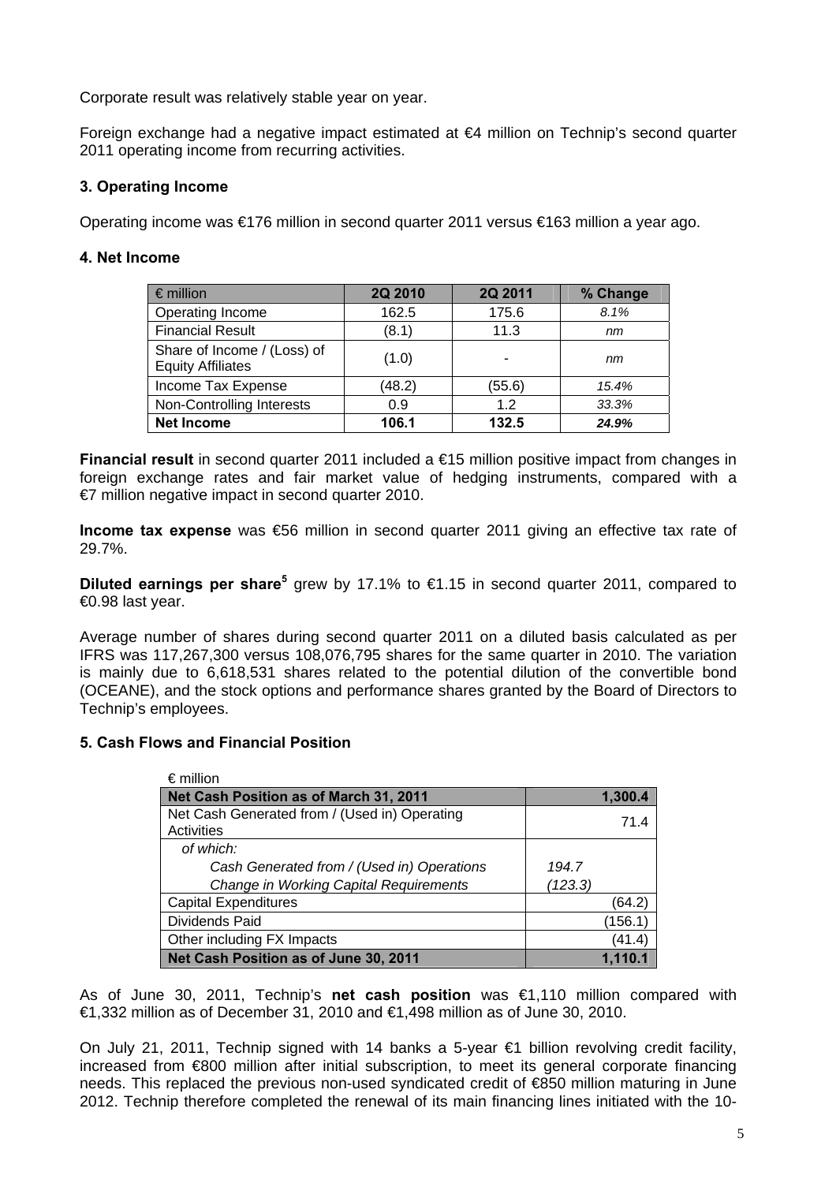Corporate result was relatively stable year on year.

Foreign exchange had a negative impact estimated at €4 million on Technip's second quarter 2011 operating income from recurring activities.

### 3. Operating Income

Operating income was €176 million in second quarter 2011 versus €163 million a year ago.

### 4. Net Income

| € million | 2Q 2010 | 2Q 2011 | % Change |
|---|---|---|---|
| Operating Income | 162.5 | 175.6 | *8.1%* |
| Financial Result | (8.1) | 11.3 | *nm* |
| Share of Income / (Loss) of Equity Affiliates | (1.0) | - | *nm* |
| Income Tax Expense | (48.2) | (55.6) | *15.4%* |
| Non-Controlling Interests | 0.9 | 1.2 | *33.3%* |
| **Net Income** | **106.1** | **132.5** | ***24.9%*** |

**Financial result** in second quarter 2011 included a €15 million positive impact from changes in foreign exchange rates and fair market value of hedging instruments, compared with a €7 million negative impact in second quarter 2010.

**Income tax expense** was €56 million in second quarter 2011 giving an effective tax rate of 29.7%.

**Diluted earnings per share**[5] grew by 17.1% to €1.15 in second quarter 2011, compared to €0.98 last year.

Average number of shares during second quarter 2011 on a diluted basis calculated as per IFRS was 117,267,300 versus 108,076,795 shares for the same quarter in 2010. The variation is mainly due to 6,618,531 shares related to the potential dilution of the convertible bond (OCEANE), and the stock options and performance shares granted by the Board of Directors to Technip's employees.

### 5. Cash Flows and Financial Position

| € million | | |
|---|---|---|
| **Net Cash Position as of March 31, 2011** | | **1,300.4** |
| Net Cash Generated from / (Used in) Operating Activities | | 71.4 |
| *of which:* | | |
| *Cash Generated from / (Used in) Operations* | *194.7* | |
| *Change in Working Capital Requirements* | *(123.3)* | |
| Capital Expenditures | | (64.2) |
| Dividends Paid | | (156.1) |
| Other including FX Impacts | | (41.4) |
| **Net Cash Position as of June 30, 2011** | | **1,110.1** |

As of June 30, 2011, Technip's **net cash position** was €1,110 million compared with €1,332 million as of December 31, 2010 and €1,498 million as of June 30, 2010.

On July 21, 2011, Technip signed with 14 banks a 5-year €1 billion revolving credit facility, increased from €800 million after initial subscription, to meet its general corporate financing needs. This replaced the previous non-used syndicated credit of €850 million maturing in June 2012. Technip therefore completed the renewal of its main financing lines initiated with the 10-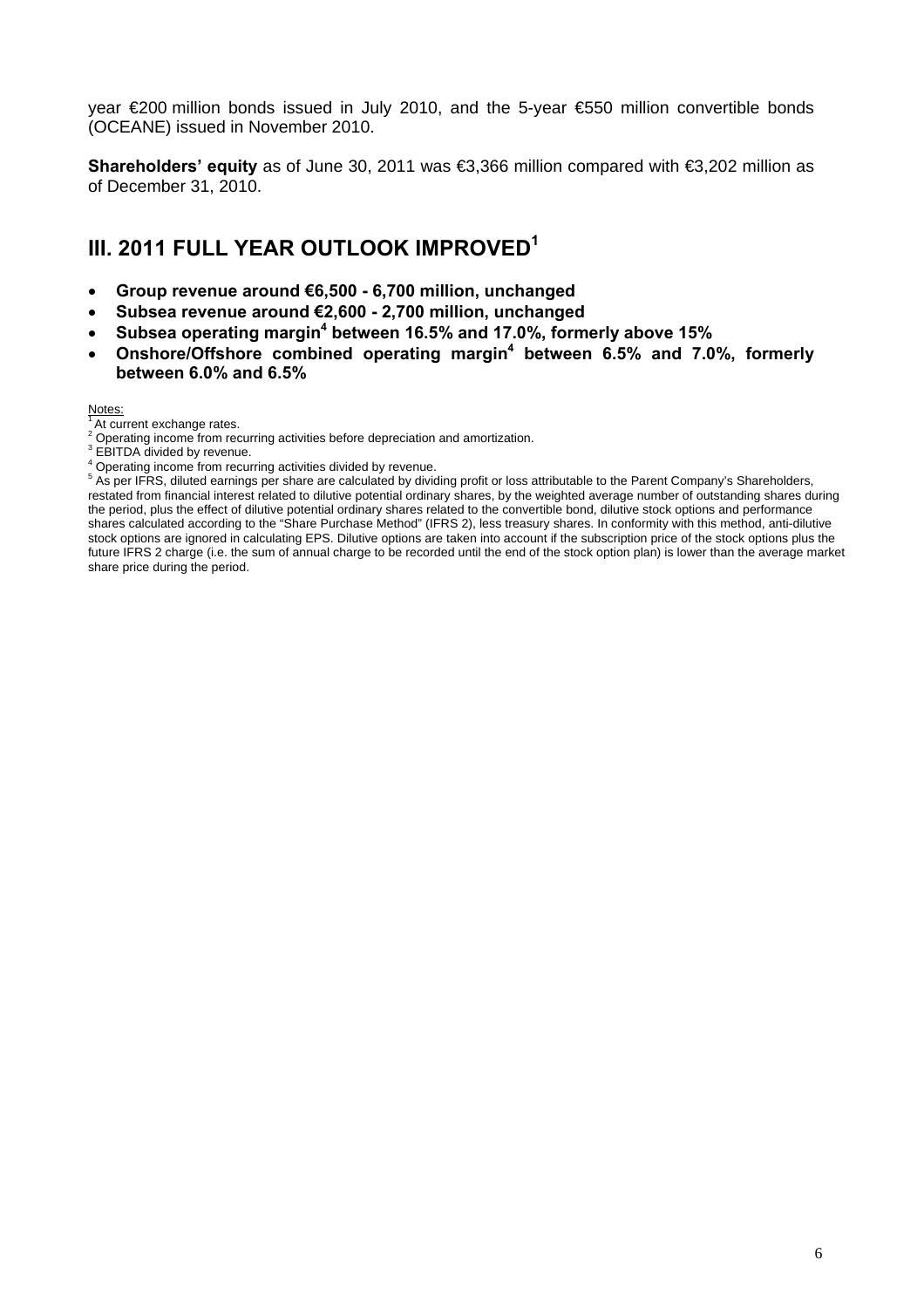year €200 million bonds issued in July 2010, and the 5-year €550 million convertible bonds (OCEANE) issued in November 2010.

**Shareholders' equity** as of June 30, 2011 was €3,366 million compared with €3,202 million as of December 31, 2010.

## III. 2011 FULL YEAR OUTLOOK IMPROVED[1]

- **Group revenue around €6,500 - 6,700 million, unchanged**
- **Subsea revenue around €2,600 - 2,700 million, unchanged**
- **Subsea operating margin[4] between 16.5% and 17.0%, formerly above 15%**
- **Onshore/Offshore combined operating margin[4] between 6.5% and 7.0%, formerly between 6.0% and 6.5%**

Notes:

[1] At current exchange rates.

[2] Operating income from recurring activities before depreciation and amortization.

[3] EBITDA divided by revenue.

[4] Operating income from recurring activities divided by revenue.

[5] As per IFRS, diluted earnings per share are calculated by dividing profit or loss attributable to the Parent Company's Shareholders, restated from financial interest related to dilutive potential ordinary shares, by the weighted average number of outstanding shares during the period, plus the effect of dilutive potential ordinary shares related to the convertible bond, dilutive stock options and performance shares calculated according to the "Share Purchase Method" (IFRS 2), less treasury shares. In conformity with this method, anti-dilutive stock options are ignored in calculating EPS. Dilutive options are taken into account if the subscription price of the stock options plus the future IFRS 2 charge (i.e. the sum of annual charge to be recorded until the end of the stock option plan) is lower than the average market share price during the period.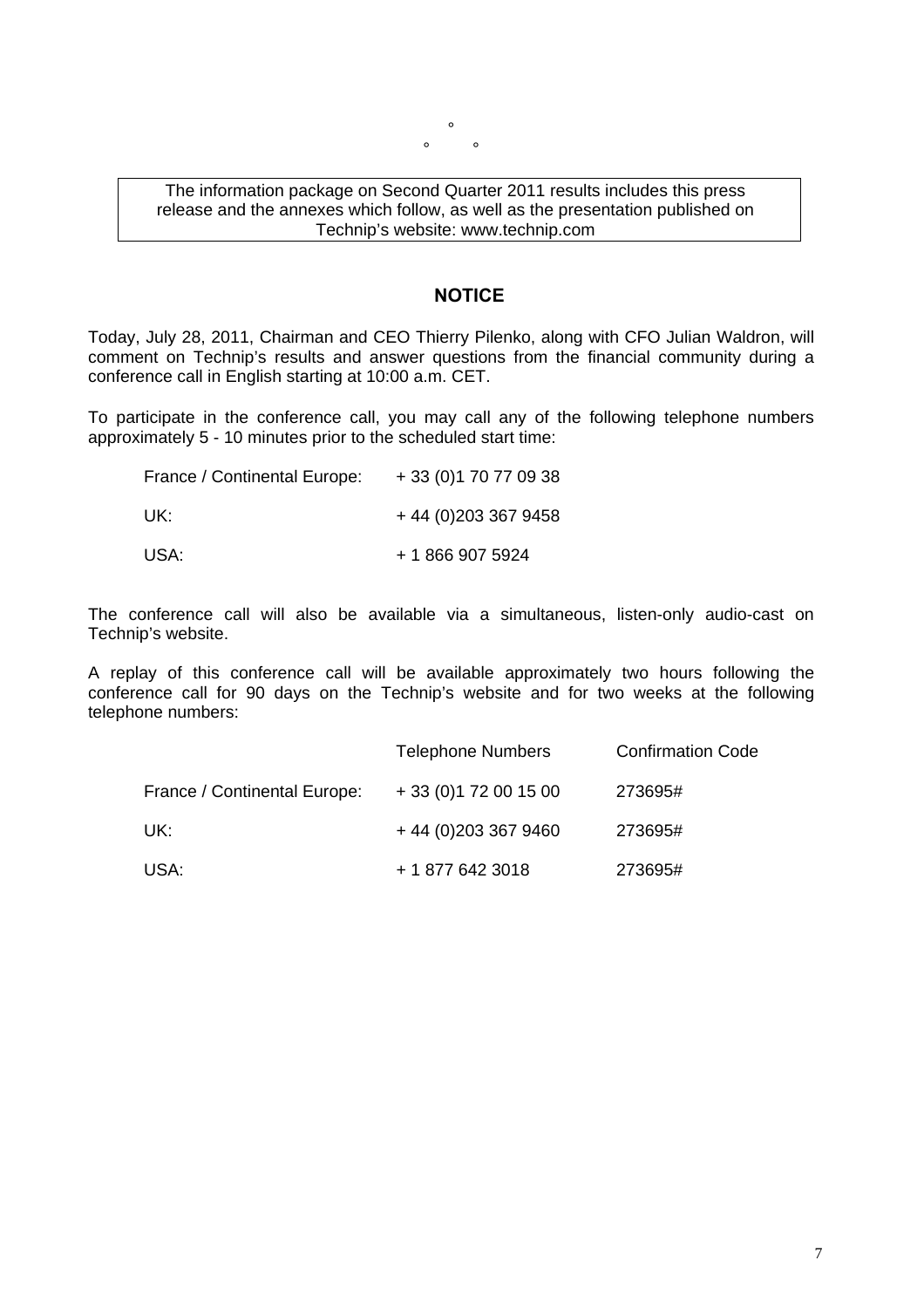°

° °

> The information package on Second Quarter 2011 results includes this press release and the annexes which follow, as well as the presentation published on Technip's website: www.technip.com

## NOTICE

Today, July 28, 2011, Chairman and CEO Thierry Pilenko, along with CFO Julian Waldron, will comment on Technip's results and answer questions from the financial community during a conference call in English starting at 10:00 a.m. CET.

To participate in the conference call, you may call any of the following telephone numbers approximately 5 - 10 minutes prior to the scheduled start time:

| | |
|---|---|
| France / Continental Europe: | + 33 (0)1 70 77 09 38 |
| UK: | + 44 (0)203 367 9458 |
| USA: | + 1 866 907 5924 |

The conference call will also be available via a simultaneous, listen-only audio-cast on Technip's website.

A replay of this conference call will be available approximately two hours following the conference call for 90 days on the Technip's website and for two weeks at the following telephone numbers:

| | Telephone Numbers | Confirmation Code |
|---|---|---|
| France / Continental Europe: | + 33 (0)1 72 00 15 00 | 273695# |
| UK: | + 44 (0)203 367 9460 | 273695# |
| USA: | + 1 877 642 3018 | 273695# |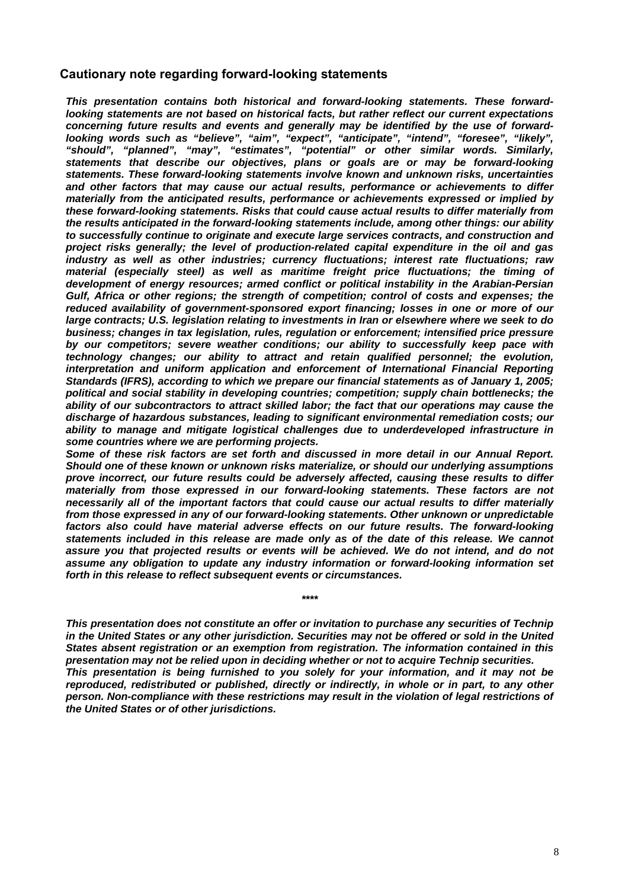## Cautionary note regarding forward-looking statements

***This presentation contains both historical and forward-looking statements. These forward-looking statements are not based on historical facts, but rather reflect our current expectations concerning future results and events and generally may be identified by the use of forward-looking words such as "believe", "aim", "expect", "anticipate", "intend", "foresee", "likely", "should", "planned", "may", "estimates", "potential" or other similar words. Similarly, statements that describe our objectives, plans or goals are or may be forward-looking statements. These forward-looking statements involve known and unknown risks, uncertainties and other factors that may cause our actual results, performance or achievements to differ materially from the anticipated results, performance or achievements expressed or implied by these forward-looking statements. Risks that could cause actual results to differ materially from the results anticipated in the forward-looking statements include, among other things: our ability to successfully continue to originate and execute large services contracts, and construction and project risks generally; the level of production-related capital expenditure in the oil and gas industry as well as other industries; currency fluctuations; interest rate fluctuations; raw material (especially steel) as well as maritime freight price fluctuations; the timing of development of energy resources; armed conflict or political instability in the Arabian-Persian Gulf, Africa or other regions; the strength of competition; control of costs and expenses; the reduced availability of government-sponsored export financing; losses in one or more of our large contracts; U.S. legislation relating to investments in Iran or elsewhere where we seek to do business; changes in tax legislation, rules, regulation or enforcement; intensified price pressure by our competitors; severe weather conditions; our ability to successfully keep pace with technology changes; our ability to attract and retain qualified personnel; the evolution, interpretation and uniform application and enforcement of International Financial Reporting Standards (IFRS), according to which we prepare our financial statements as of January 1, 2005; political and social stability in developing countries; competition; supply chain bottlenecks; the ability of our subcontractors to attract skilled labor; the fact that our operations may cause the discharge of hazardous substances, leading to significant environmental remediation costs; our ability to manage and mitigate logistical challenges due to underdeveloped infrastructure in some countries where we are performing projects.***

***Some of these risk factors are set forth and discussed in more detail in our Annual Report. Should one of these known or unknown risks materialize, or should our underlying assumptions prove incorrect, our future results could be adversely affected, causing these results to differ materially from those expressed in our forward-looking statements. These factors are not necessarily all of the important factors that could cause our actual results to differ materially from those expressed in any of our forward-looking statements. Other unknown or unpredictable factors also could have material adverse effects on our future results. The forward-looking statements included in this release are made only as of the date of this release. We cannot assure you that projected results or events will be achieved. We do not intend, and do not assume any obligation to update any industry information or forward-looking information set forth in this release to reflect subsequent events or circumstances.***

****

***This presentation does not constitute an offer or invitation to purchase any securities of Technip in the United States or any other jurisdiction. Securities may not be offered or sold in the United States absent registration or an exemption from registration. The information contained in this presentation may not be relied upon in deciding whether or not to acquire Technip securities.***

***This presentation is being furnished to you solely for your information, and it may not be reproduced, redistributed or published, directly or indirectly, in whole or in part, to any other person. Non-compliance with these restrictions may result in the violation of legal restrictions of the United States or of other jurisdictions.***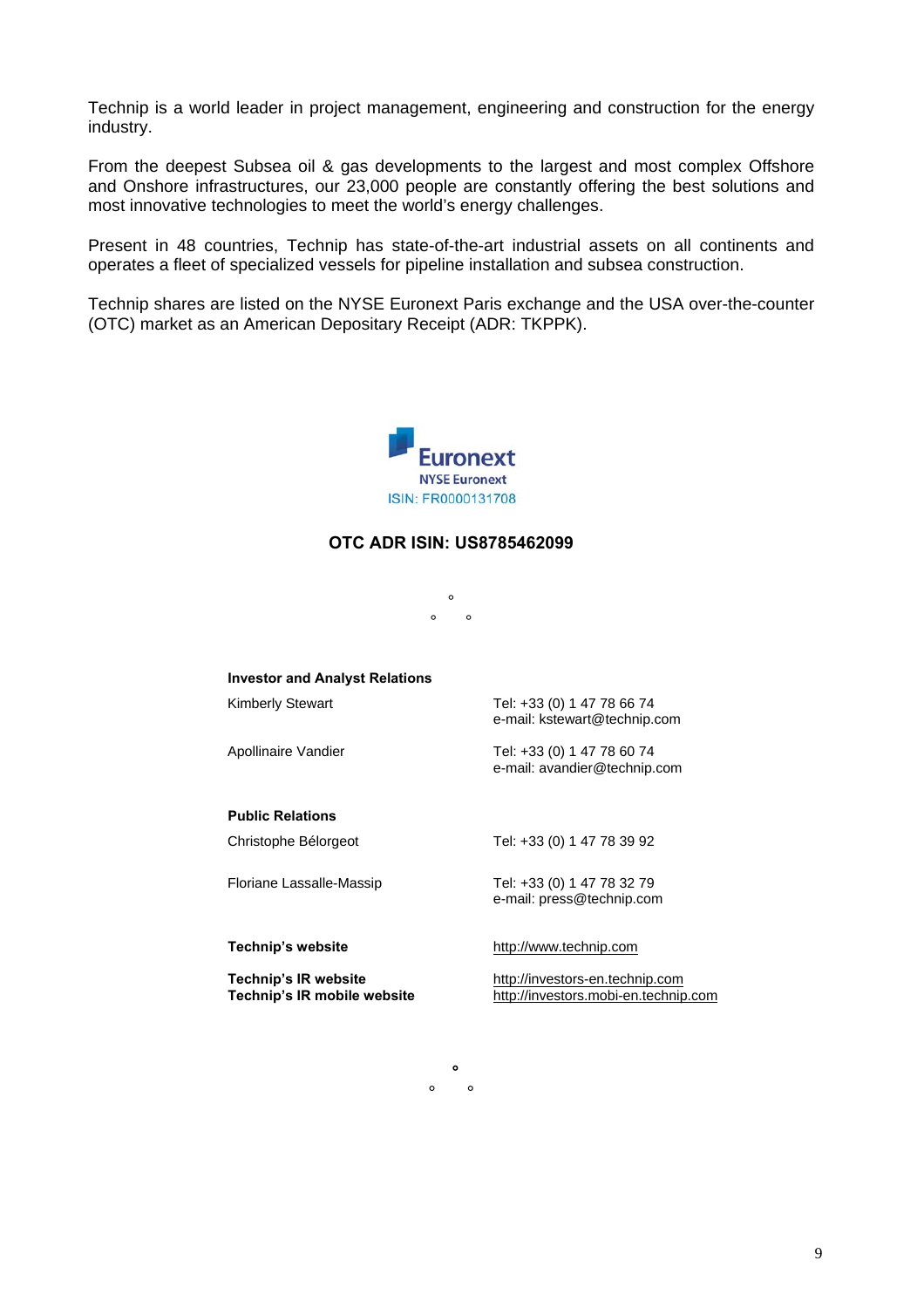Technip is a world leader in project management, engineering and construction for the energy industry.

From the deepest Subsea oil & gas developments to the largest and most complex Offshore and Onshore infrastructures, our 23,000 people are constantly offering the best solutions and most innovative technologies to meet the world's energy challenges.

Present in 48 countries, Technip has state-of-the-art industrial assets on all continents and operates a fleet of specialized vessels for pipeline installation and subsea construction.

Technip shares are listed on the NYSE Euronext Paris exchange and the USA over-the-counter (OTC) market as an American Depositary Receipt (ADR: TKPPK).

Euronext
NYSE Euronext
ISIN: FR0000131708

**OTC ADR ISIN: US8785462099**

°
° °

**Investor and Analyst Relations**

| | |
|---|---|
| Kimberly Stewart | Tel: +33 (0) 1 47 78 66 74<br>e-mail: kstewart@technip.com |
| Apollinaire Vandier | Tel: +33 (0) 1 47 78 60 74<br>e-mail: avandier@technip.com |

**Public Relations**

| | |
|---|---|
| Christophe Bélorgeot | Tel: +33 (0) 1 47 78 39 92 |
| Floriane Lassalle-Massip | Tel: +33 (0) 1 47 78 32 79<br>e-mail: press@technip.com |

| | |
|---|---|
| **Technip's website** | http://www.technip.com |
| **Technip's IR website**<br>**Technip's IR mobile website** | http://investors-en.technip.com<br>http://investors.mobi-en.technip.com |

°
° °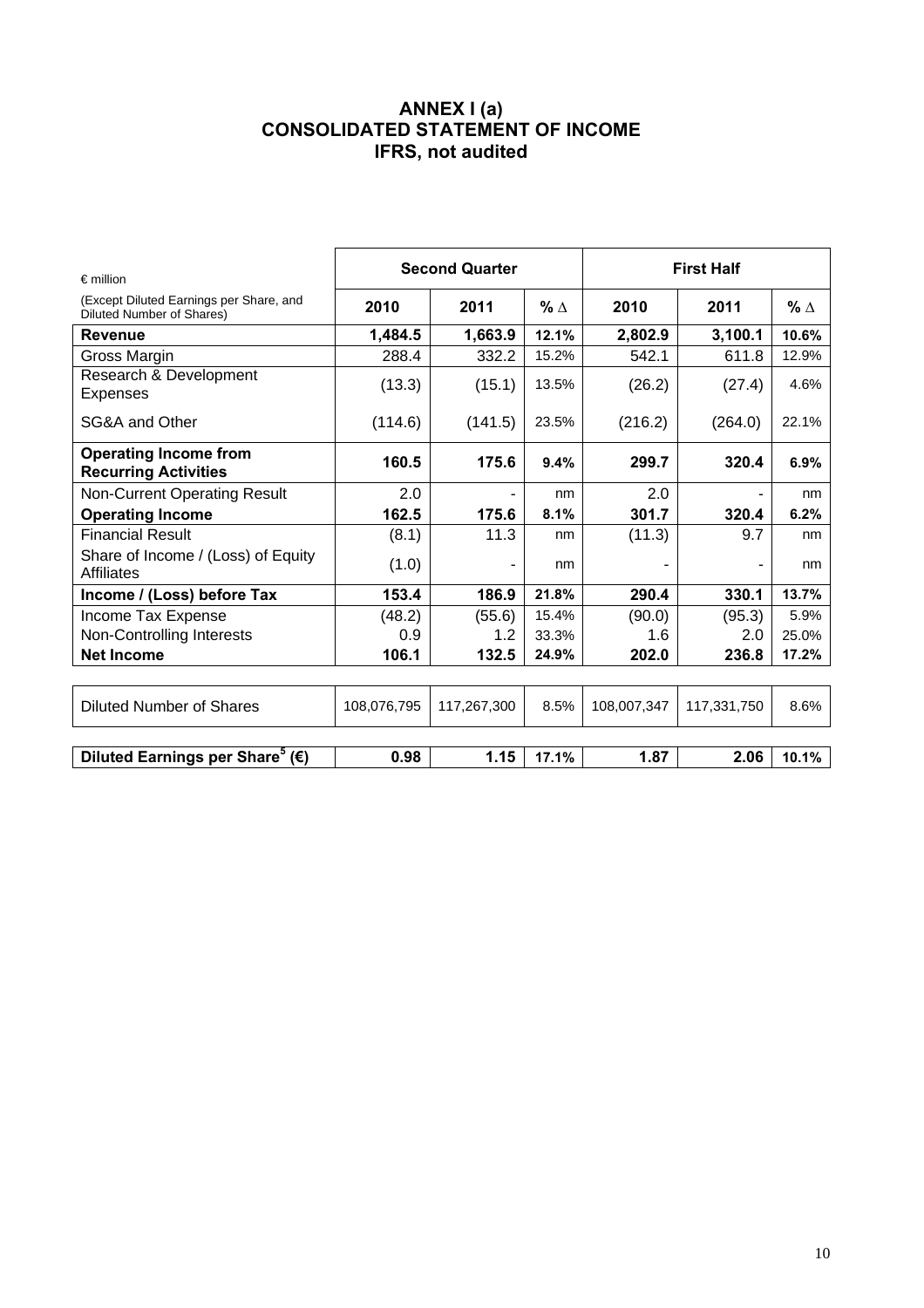# ANNEX I (a)
# CONSOLIDATED STATEMENT OF INCOME
# IFRS, not audited

| € million | Second Quarter | | | First Half | | |
|---|---|---|---|---|---|---|
| (Except Diluted Earnings per Share, and Diluted Number of Shares) | **2010** | **2011** | **% ∆** | **2010** | **2011** | **% ∆** |
| **Revenue** | **1,484.5** | **1,663.9** | **12.1%** | **2,802.9** | **3,100.1** | **10.6%** |
| Gross Margin | 288.4 | 332.2 | 15.2% | 542.1 | 611.8 | 12.9% |
| Research & Development Expenses | (13.3) | (15.1) | 13.5% | (26.2) | (27.4) | 4.6% |
| SG&A and Other | (114.6) | (141.5) | 23.5% | (216.2) | (264.0) | 22.1% |
| **Operating Income from Recurring Activities** | **160.5** | **175.6** | **9.4%** | **299.7** | **320.4** | **6.9%** |
| Non-Current Operating Result | 2.0 | - | nm | 2.0 | - | nm |
| **Operating Income** | **162.5** | **175.6** | **8.1%** | **301.7** | **320.4** | **6.2%** |
| Financial Result | (8.1) | 11.3 | nm | (11.3) | 9.7 | nm |
| Share of Income / (Loss) of Equity Affiliates | (1.0) | - | nm | - | - | nm |
| **Income / (Loss) before Tax** | **153.4** | **186.9** | **21.8%** | **290.4** | **330.1** | **13.7%** |
| Income Tax Expense | (48.2) | (55.6) | 15.4% | (90.0) | (95.3) | 5.9% |
| Non-Controlling Interests | 0.9 | 1.2 | 33.3% | 1.6 | 2.0 | 25.0% |
| **Net Income** | **106.1** | **132.5** | **24.9%** | **202.0** | **236.8** | **17.2%** |
| Diluted Number of Shares | 108,076,795 | 117,267,300 | 8.5% | 108,007,347 | 117,331,750 | 8.6% |
| **Diluted Earnings per Share[5] (€)** | **0.98** | **1.15** | **17.1%** | **1.87** | **2.06** | **10.1%** |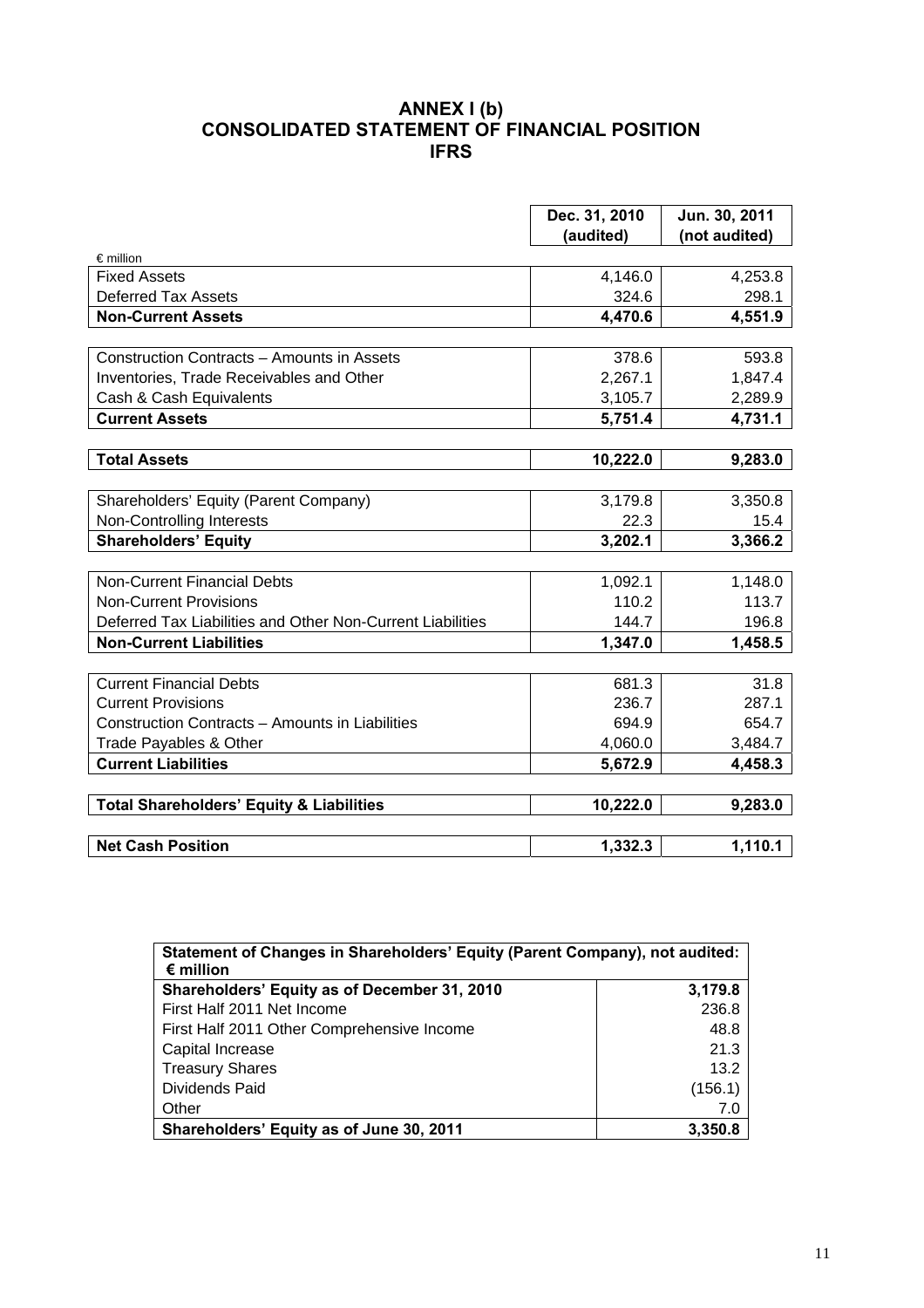# ANNEX I (b)
# CONSOLIDATED STATEMENT OF FINANCIAL POSITION
# IFRS

| € million | Dec. 31, 2010 (audited) | Jun. 30, 2011 (not audited) |
|---|---|---|
| Fixed Assets | 4,146.0 | 4,253.8 |
| Deferred Tax Assets | 324.6 | 298.1 |
| **Non-Current Assets** | **4,470.6** | **4,551.9** |
| | | |
| Construction Contracts – Amounts in Assets | 378.6 | 593.8 |
| Inventories, Trade Receivables and Other | 2,267.1 | 1,847.4 |
| Cash & Cash Equivalents | 3,105.7 | 2,289.9 |
| **Current Assets** | **5,751.4** | **4,731.1** |
| | | |
| **Total Assets** | **10,222.0** | **9,283.0** |
| | | |
| Shareholders' Equity (Parent Company) | 3,179.8 | 3,350.8 |
| Non-Controlling Interests | 22.3 | 15.4 |
| **Shareholders' Equity** | **3,202.1** | **3,366.2** |
| | | |
| Non-Current Financial Debts | 1,092.1 | 1,148.0 |
| Non-Current Provisions | 110.2 | 113.7 |
| Deferred Tax Liabilities and Other Non-Current Liabilities | 144.7 | 196.8 |
| **Non-Current Liabilities** | **1,347.0** | **1,458.5** |
| | | |
| Current Financial Debts | 681.3 | 31.8 |
| Current Provisions | 236.7 | 287.1 |
| Construction Contracts – Amounts in Liabilities | 694.9 | 654.7 |
| Trade Payables & Other | 4,060.0 | 3,484.7 |
| **Current Liabilities** | **5,672.9** | **4,458.3** |
| | | |
| **Total Shareholders' Equity & Liabilities** | **10,222.0** | **9,283.0** |
| | | |
| **Net Cash Position** | **1,332.3** | **1,110.1** |

| **Statement of Changes in Shareholders' Equity (Parent Company), not audited: € million** | |
|---|---|
| **Shareholders' Equity as of December 31, 2010** | **3,179.8** |
| First Half 2011 Net Income | 236.8 |
| First Half 2011 Other Comprehensive Income | 48.8 |
| Capital Increase | 21.3 |
| Treasury Shares | 13.2 |
| Dividends Paid | (156.1) |
| Other | 7.0 |
| **Shareholders' Equity as of June 30, 2011** | **3,350.8** |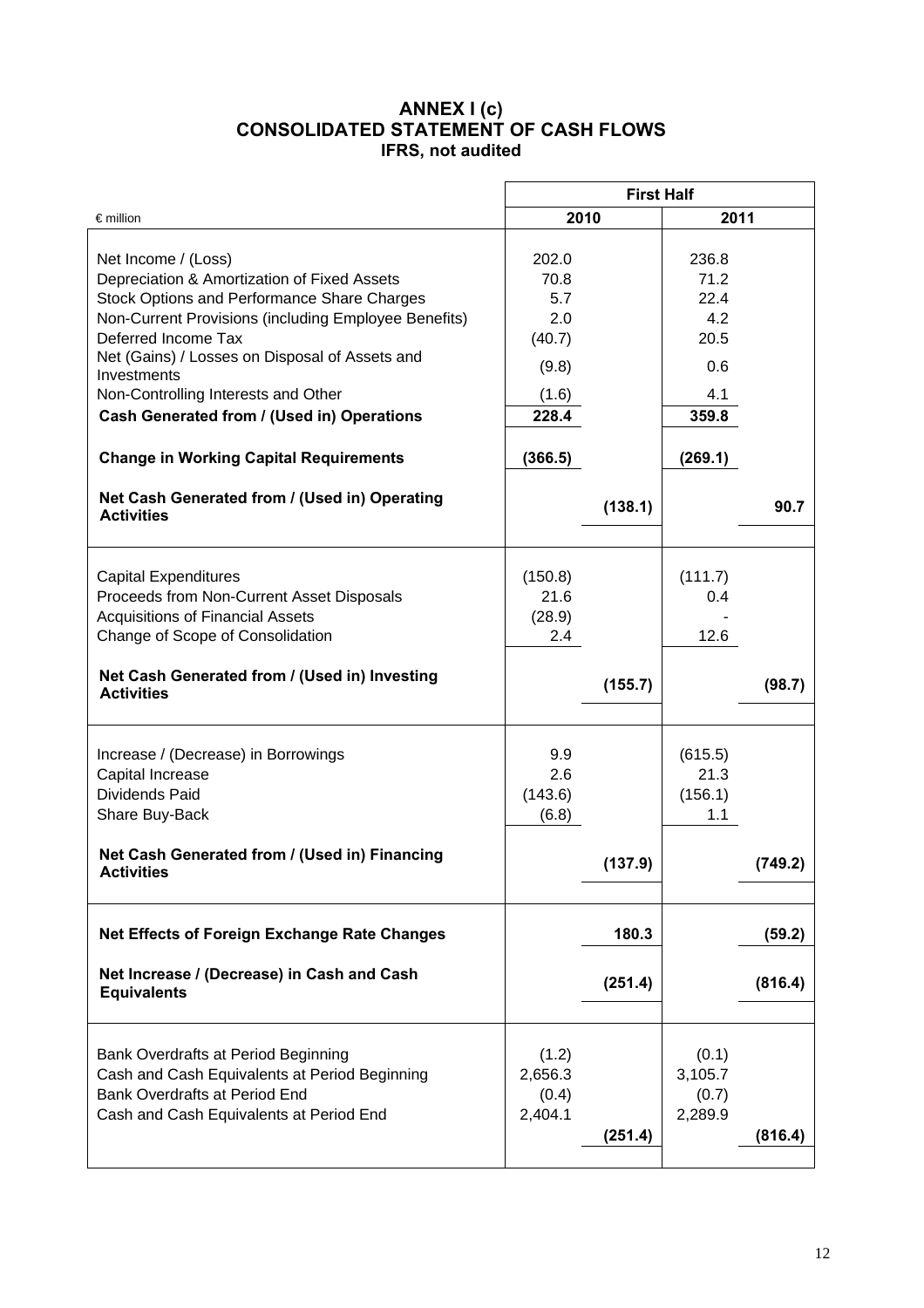## ANNEX I (c)
## CONSOLIDATED STATEMENT OF CASH FLOWS
**IFRS, not audited**

| € million | First Half | | | |
|---|---|---|---|---|
| | 2010 | | 2011 | |
| Net Income / (Loss) | 202.0 | | 236.8 | |
| Depreciation & Amortization of Fixed Assets | 70.8 | | 71.2 | |
| Stock Options and Performance Share Charges | 5.7 | | 22.4 | |
| Non-Current Provisions (including Employee Benefits) | 2.0 | | 4.2 | |
| Deferred Income Tax | (40.7) | | 20.5 | |
| Net (Gains) / Losses on Disposal of Assets and Investments | (9.8) | | 0.6 | |
| Non-Controlling Interests and Other | (1.6) | | 4.1 | |
| **Cash Generated from / (Used in) Operations** | **228.4** | | **359.8** | |
| **Change in Working Capital Requirements** | **(366.5)** | | **(269.1)** | |
| **Net Cash Generated from / (Used in) Operating Activities** | | **(138.1)** | | **90.7** |
| Capital Expenditures | (150.8) | | (111.7) | |
| Proceeds from Non-Current Asset Disposals | 21.6 | | 0.4 | |
| Acquisitions of Financial Assets | (28.9) | | - | |
| Change of Scope of Consolidation | 2.4 | | 12.6 | |
| **Net Cash Generated from / (Used in) Investing Activities** | | **(155.7)** | | **(98.7)** |
| Increase / (Decrease) in Borrowings | 9.9 | | (615.5) | |
| Capital Increase | 2.6 | | 21.3 | |
| Dividends Paid | (143.6) | | (156.1) | |
| Share Buy-Back | (6.8) | | 1.1 | |
| **Net Cash Generated from / (Used in) Financing Activities** | | **(137.9)** | | **(749.2)** |
| **Net Effects of Foreign Exchange Rate Changes** | | **180.3** | | **(59.2)** |
| **Net Increase / (Decrease) in Cash and Cash Equivalents** | | **(251.4)** | | **(816.4)** |
| Bank Overdrafts at Period Beginning | (1.2) | | (0.1) | |
| Cash and Cash Equivalents at Period Beginning | 2,656.3 | | 3,105.7 | |
| Bank Overdrafts at Period End | (0.4) | | (0.7) | |
| Cash and Cash Equivalents at Period End | 2,404.1 | | 2,289.9 | |
| | | **(251.4)** | | **(816.4)** |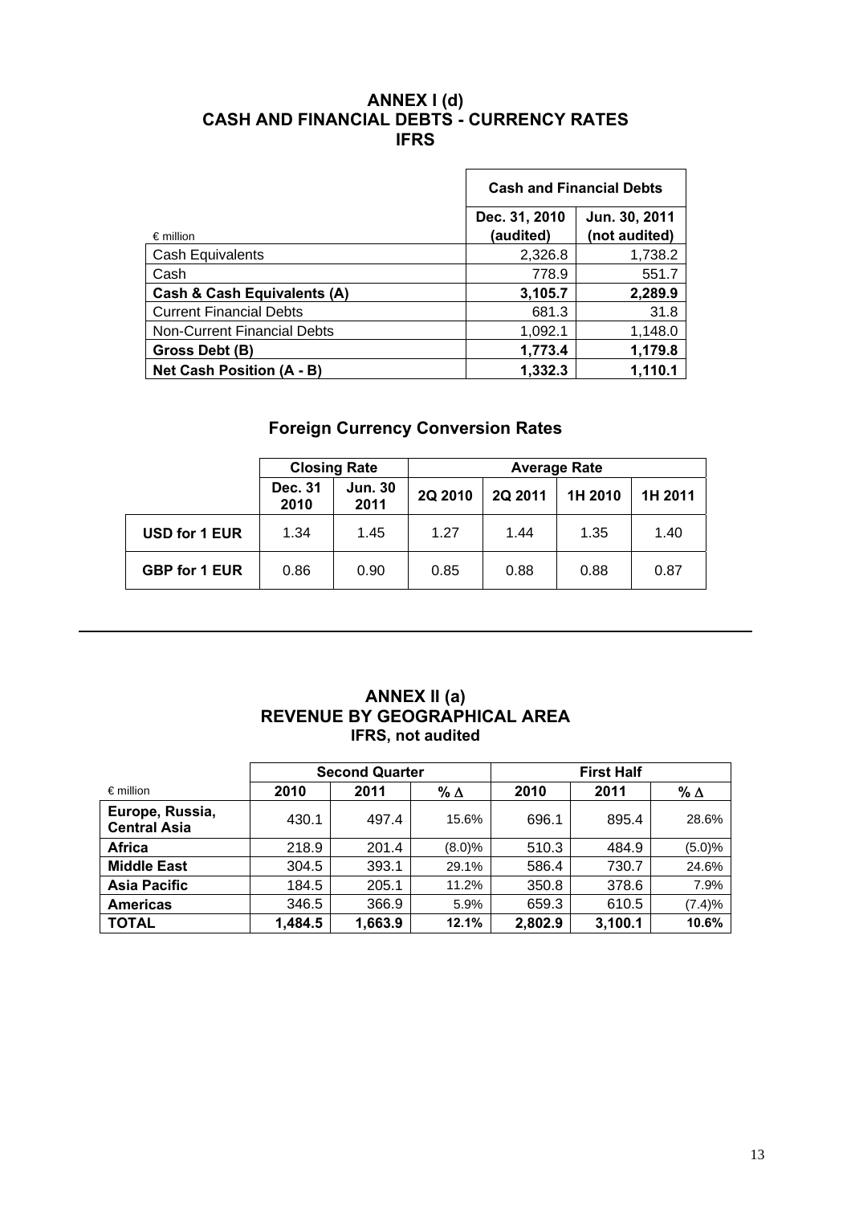# ANNEX I (d)
# CASH AND FINANCIAL DEBTS - CURRENCY RATES
# IFRS

| € million | Cash and Financial Debts | |
|---|---|---|
| | Dec. 31, 2010 (audited) | Jun. 30, 2011 (not audited) |
| Cash Equivalents | 2,326.8 | 1,738.2 |
| Cash | 778.9 | 551.7 |
| **Cash & Cash Equivalents (A)** | **3,105.7** | **2,289.9** |
| Current Financial Debts | 681.3 | 31.8 |
| Non-Current Financial Debts | 1,092.1 | 1,148.0 |
| **Gross Debt (B)** | **1,773.4** | **1,179.8** |
| **Net Cash Position (A - B)** | **1,332.3** | **1,110.1** |

## Foreign Currency Conversion Rates

| | Closing Rate | | Average Rate | | | |
|---|---|---|---|---|---|---|
| | Dec. 31 2010 | Jun. 30 2011 | 2Q 2010 | 2Q 2011 | 1H 2010 | 1H 2011 |
| **USD for 1 EUR** | 1.34 | 1.45 | 1.27 | 1.44 | 1.35 | 1.40 |
| **GBP for 1 EUR** | 0.86 | 0.90 | 0.85 | 0.88 | 0.88 | 0.87 |

---

# ANNEX II (a)
# REVENUE BY GEOGRAPHICAL AREA
### IFRS, not audited

| € million | Second Quarter | | | First Half | | |
|---|---|---|---|---|---|---|
| | 2010 | 2011 | % Δ | 2010 | 2011 | % Δ |
| **Europe, Russia, Central Asia** | 430.1 | 497.4 | 15.6% | 696.1 | 895.4 | 28.6% |
| **Africa** | 218.9 | 201.4 | (8.0)% | 510.3 | 484.9 | (5.0)% |
| **Middle East** | 304.5 | 393.1 | 29.1% | 586.4 | 730.7 | 24.6% |
| **Asia Pacific** | 184.5 | 205.1 | 11.2% | 350.8 | 378.6 | 7.9% |
| **Americas** | 346.5 | 366.9 | 5.9% | 659.3 | 610.5 | (7.4)% |
| **TOTAL** | **1,484.5** | **1,663.9** | **12.1%** | **2,802.9** | **3,100.1** | **10.6%** |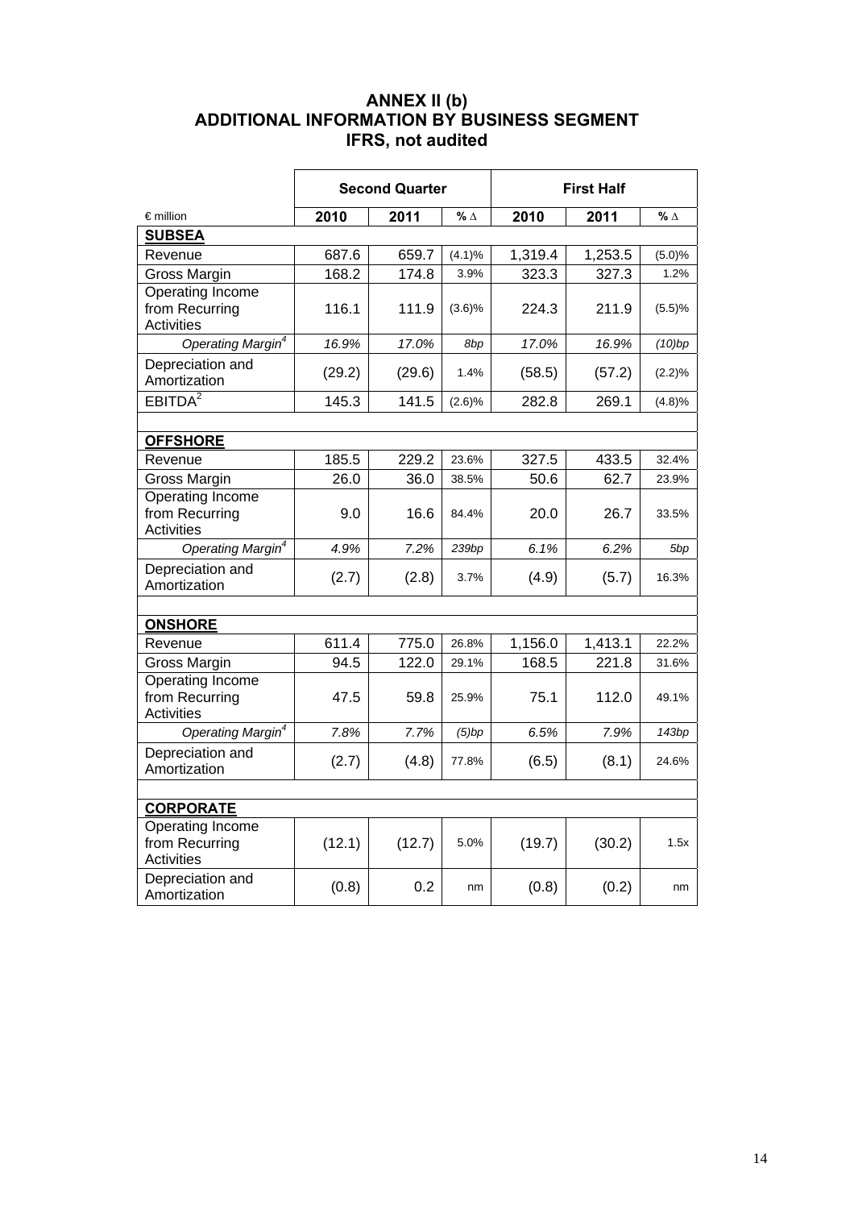# ANNEX II (b)
# ADDITIONAL INFORMATION BY BUSINESS SEGMENT
# IFRS, not audited

| | Second Quarter | | | First Half | | |
|---|---|---|---|---|---|---|
| € million | 2010 | 2011 | % Δ | 2010 | 2011 | % Δ |
| **SUBSEA** | | | | | | |
| Revenue | 687.6 | 659.7 | (4.1)% | 1,319.4 | 1,253.5 | (5.0)% |
| Gross Margin | 168.2 | 174.8 | 3.9% | 323.3 | 327.3 | 1.2% |
| Operating Income from Recurring Activities | 116.1 | 111.9 | (3.6)% | 224.3 | 211.9 | (5.5)% |
| *Operating Margin[4]* | *16.9%* | *17.0%* | *8bp* | *17.0%* | *16.9%* | *(10)bp* |
| Depreciation and Amortization | (29.2) | (29.6) | 1.4% | (58.5) | (57.2) | (2.2)% |
| EBITDA[2] | 145.3 | 141.5 | (2.6)% | 282.8 | 269.1 | (4.8)% |
| | | | | | | |
| **OFFSHORE** | | | | | | |
| Revenue | 185.5 | 229.2 | 23.6% | 327.5 | 433.5 | 32.4% |
| Gross Margin | 26.0 | 36.0 | 38.5% | 50.6 | 62.7 | 23.9% |
| Operating Income from Recurring Activities | 9.0 | 16.6 | 84.4% | 20.0 | 26.7 | 33.5% |
| *Operating Margin[4]* | *4.9%* | *7.2%* | *239bp* | *6.1%* | *6.2%* | *5bp* |
| Depreciation and Amortization | (2.7) | (2.8) | 3.7% | (4.9) | (5.7) | 16.3% |
| | | | | | | |
| **ONSHORE** | | | | | | |
| Revenue | 611.4 | 775.0 | 26.8% | 1,156.0 | 1,413.1 | 22.2% |
| Gross Margin | 94.5 | 122.0 | 29.1% | 168.5 | 221.8 | 31.6% |
| Operating Income from Recurring Activities | 47.5 | 59.8 | 25.9% | 75.1 | 112.0 | 49.1% |
| *Operating Margin[4]* | *7.8%* | *7.7%* | *(5)bp* | *6.5%* | *7.9%* | *143bp* |
| Depreciation and Amortization | (2.7) | (4.8) | 77.8% | (6.5) | (8.1) | 24.6% |
| | | | | | | |
| **CORPORATE** | | | | | | |
| Operating Income from Recurring Activities | (12.1) | (12.7) | 5.0% | (19.7) | (30.2) | 1.5x |
| Depreciation and Amortization | (0.8) | 0.2 | nm | (0.8) | (0.2) | nm |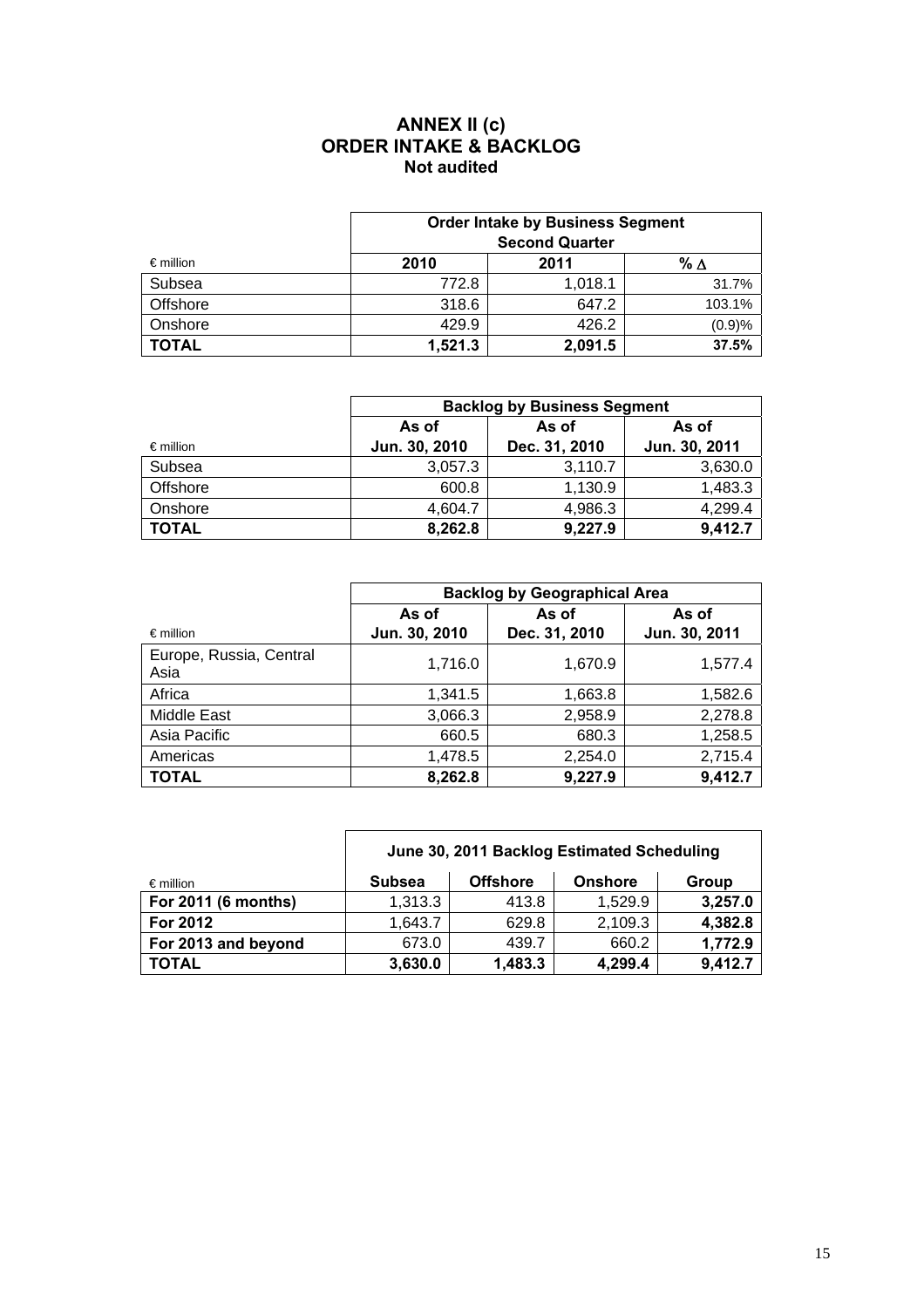# ANNEX II (c)
## ORDER INTAKE & BACKLOG
**Not audited**

| | Order Intake by Business Segment Second Quarter | | |
|---|---|---|---|
| € million | 2010 | 2011 | % ∆ |
| Subsea | 772.8 | 1,018.1 | 31.7% |
| Offshore | 318.6 | 647.2 | 103.1% |
| Onshore | 429.9 | 426.2 | (0.9)% |
| **TOTAL** | **1,521.3** | **2,091.5** | **37.5%** |

| | Backlog by Business Segment | | |
|---|---|---|---|
| € million | As of Jun. 30, 2010 | As of Dec. 31, 2010 | As of Jun. 30, 2011 |
| Subsea | 3,057.3 | 3,110.7 | 3,630.0 |
| Offshore | 600.8 | 1,130.9 | 1,483.3 |
| Onshore | 4,604.7 | 4,986.3 | 4,299.4 |
| **TOTAL** | **8,262.8** | **9,227.9** | **9,412.7** |

| | Backlog by Geographical Area | | |
|---|---|---|---|
| € million | As of Jun. 30, 2010 | As of Dec. 31, 2010 | As of Jun. 30, 2011 |
| Europe, Russia, Central Asia | 1,716.0 | 1,670.9 | 1,577.4 |
| Africa | 1,341.5 | 1,663.8 | 1,582.6 |
| Middle East | 3,066.3 | 2,958.9 | 2,278.8 |
| Asia Pacific | 660.5 | 680.3 | 1,258.5 |
| Americas | 1,478.5 | 2,254.0 | 2,715.4 |
| **TOTAL** | **8,262.8** | **9,227.9** | **9,412.7** |

| | June 30, 2011 Backlog Estimated Scheduling | | | |
|---|---|---|---|---|
| € million | Subsea | Offshore | Onshore | Group |
| **For 2011 (6 months)** | 1,313.3 | 413.8 | 1,529.9 | **3,257.0** |
| **For 2012** | 1,643.7 | 629.8 | 2,109.3 | **4,382.8** |
| **For 2013 and beyond** | 673.0 | 439.7 | 660.2 | **1,772.9** |
| **TOTAL** | **3,630.0** | **1,483.3** | **4,299.4** | **9,412.7** |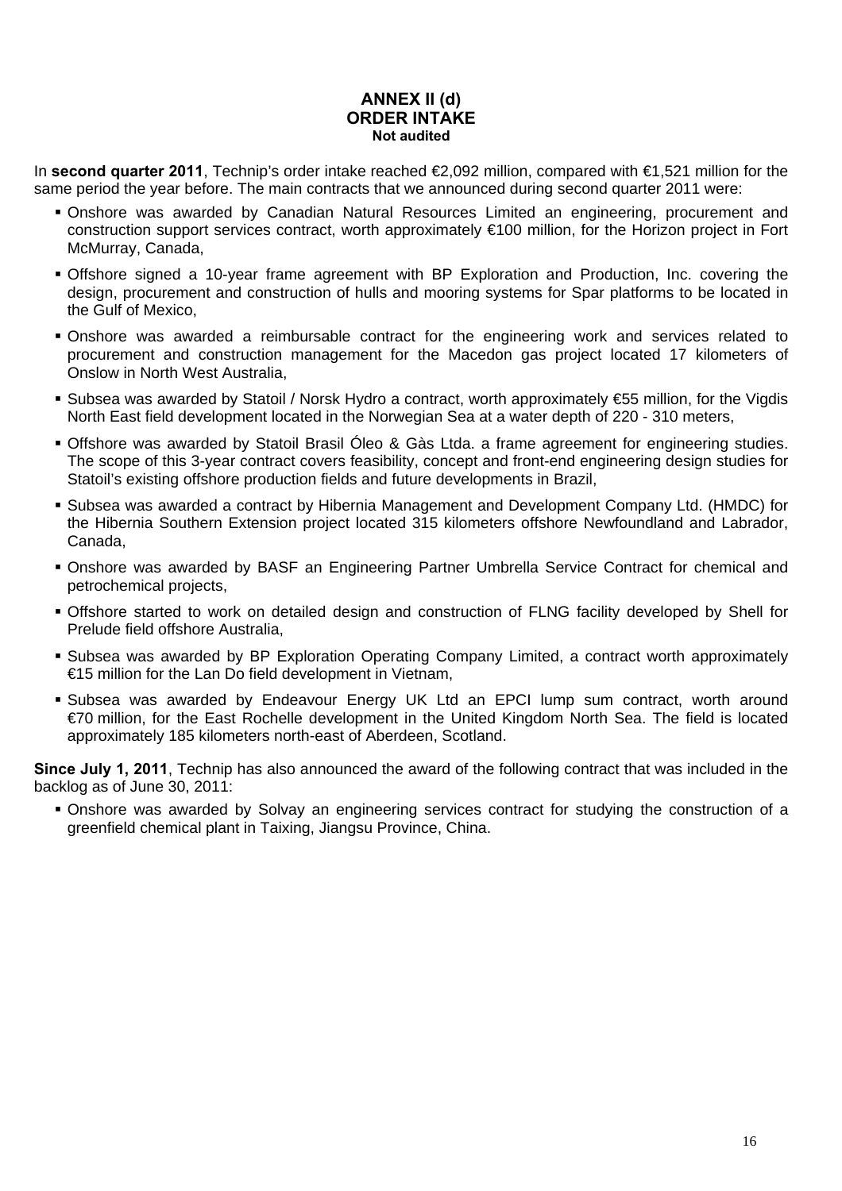# ANNEX II (d)
## ORDER INTAKE
**Not audited**

In **second quarter 2011**, Technip's order intake reached €2,092 million, compared with €1,521 million for the same period the year before. The main contracts that we announced during second quarter 2011 were:

- Onshore was awarded by Canadian Natural Resources Limited an engineering, procurement and construction support services contract, worth approximately €100 million, for the Horizon project in Fort McMurray, Canada,
- Offshore signed a 10-year frame agreement with BP Exploration and Production, Inc. covering the design, procurement and construction of hulls and mooring systems for Spar platforms to be located in the Gulf of Mexico,
- Onshore was awarded a reimbursable contract for the engineering work and services related to procurement and construction management for the Macedon gas project located 17 kilometers of Onslow in North West Australia,
- Subsea was awarded by Statoil / Norsk Hydro a contract, worth approximately €55 million, for the Vigdis North East field development located in the Norwegian Sea at a water depth of 220 - 310 meters,
- Offshore was awarded by Statoil Brasil Óleo & Gàs Ltda. a frame agreement for engineering studies. The scope of this 3-year contract covers feasibility, concept and front-end engineering design studies for Statoil's existing offshore production fields and future developments in Brazil,
- Subsea was awarded a contract by Hibernia Management and Development Company Ltd. (HMDC) for the Hibernia Southern Extension project located 315 kilometers offshore Newfoundland and Labrador, Canada,
- Onshore was awarded by BASF an Engineering Partner Umbrella Service Contract for chemical and petrochemical projects,
- Offshore started to work on detailed design and construction of FLNG facility developed by Shell for Prelude field offshore Australia,
- Subsea was awarded by BP Exploration Operating Company Limited, a contract worth approximately €15 million for the Lan Do field development in Vietnam,
- Subsea was awarded by Endeavour Energy UK Ltd an EPCI lump sum contract, worth around €70 million, for the East Rochelle development in the United Kingdom North Sea. The field is located approximately 185 kilometers north-east of Aberdeen, Scotland.

**Since July 1, 2011**, Technip has also announced the award of the following contract that was included in the backlog as of June 30, 2011:

- Onshore was awarded by Solvay an engineering services contract for studying the construction of a greenfield chemical plant in Taixing, Jiangsu Province, China.